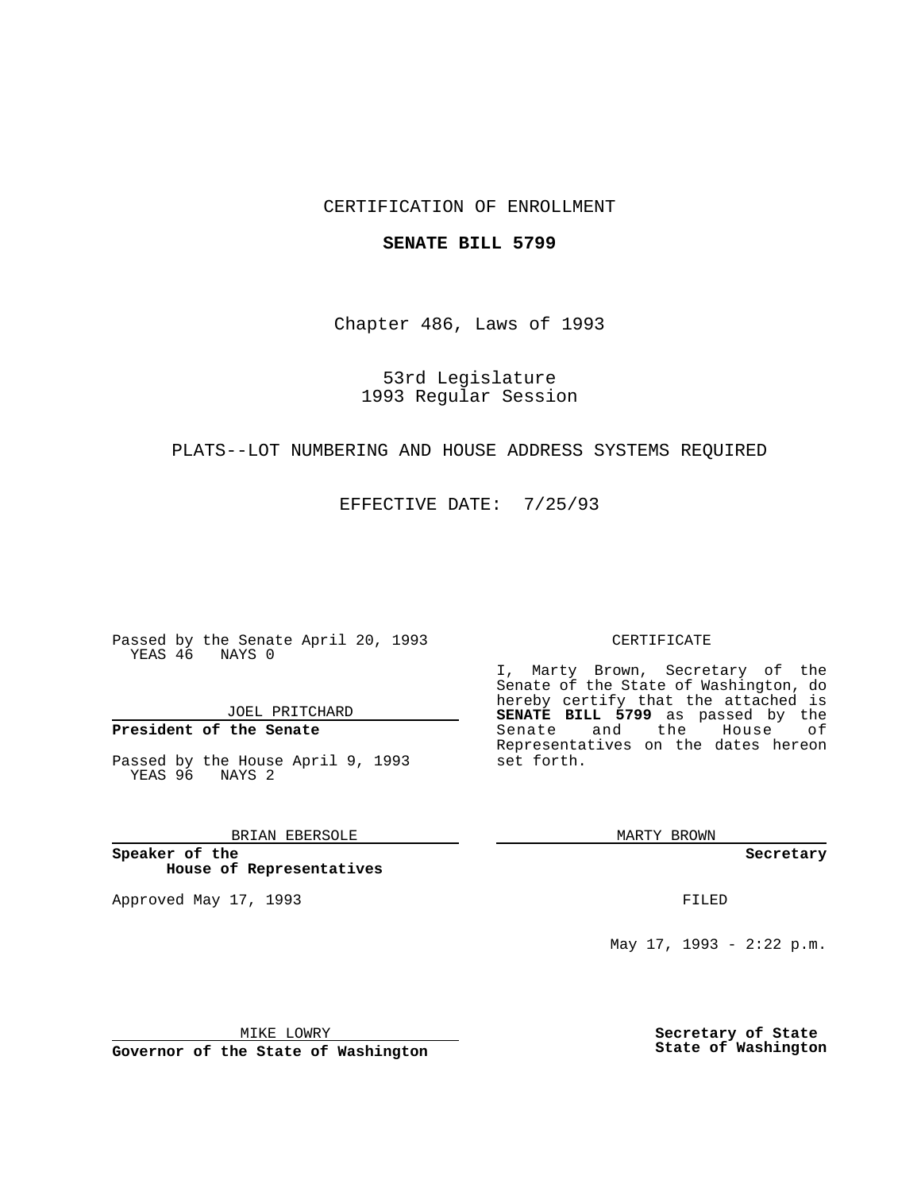CERTIFICATION OF ENROLLMENT

**SENATE BILL 5799**

Chapter 486, Laws of 1993

53rd Legislature
1993 Regular Session

PLATS--LOT NUMBERING AND HOUSE ADDRESS SYSTEMS REQUIRED

EFFECTIVE DATE: 7/25/93

Passed by the Senate April 20, 1993
YEAS 46 NAYS 0

JOEL PRITCHARD

**President of the Senate**

Passed by the House April 9, 1993
YEAS 96 NAYS 2

BRIAN EBERSOLE

**Speaker of the House of Representatives**

Approved May 17, 1993

MIKE LOWRY

**Governor of the State of Washington**

CERTIFICATE

I, Marty Brown, Secretary of the Senate of the State of Washington, do hereby certify that the attached is **SENATE BILL 5799** as passed by the Senate and the House of Representatives on the dates hereon set forth.

MARTY BROWN

**Secretary**

FILED

May 17, 1993 - 2:22 p.m.

**Secretary of State**
**State of Washington**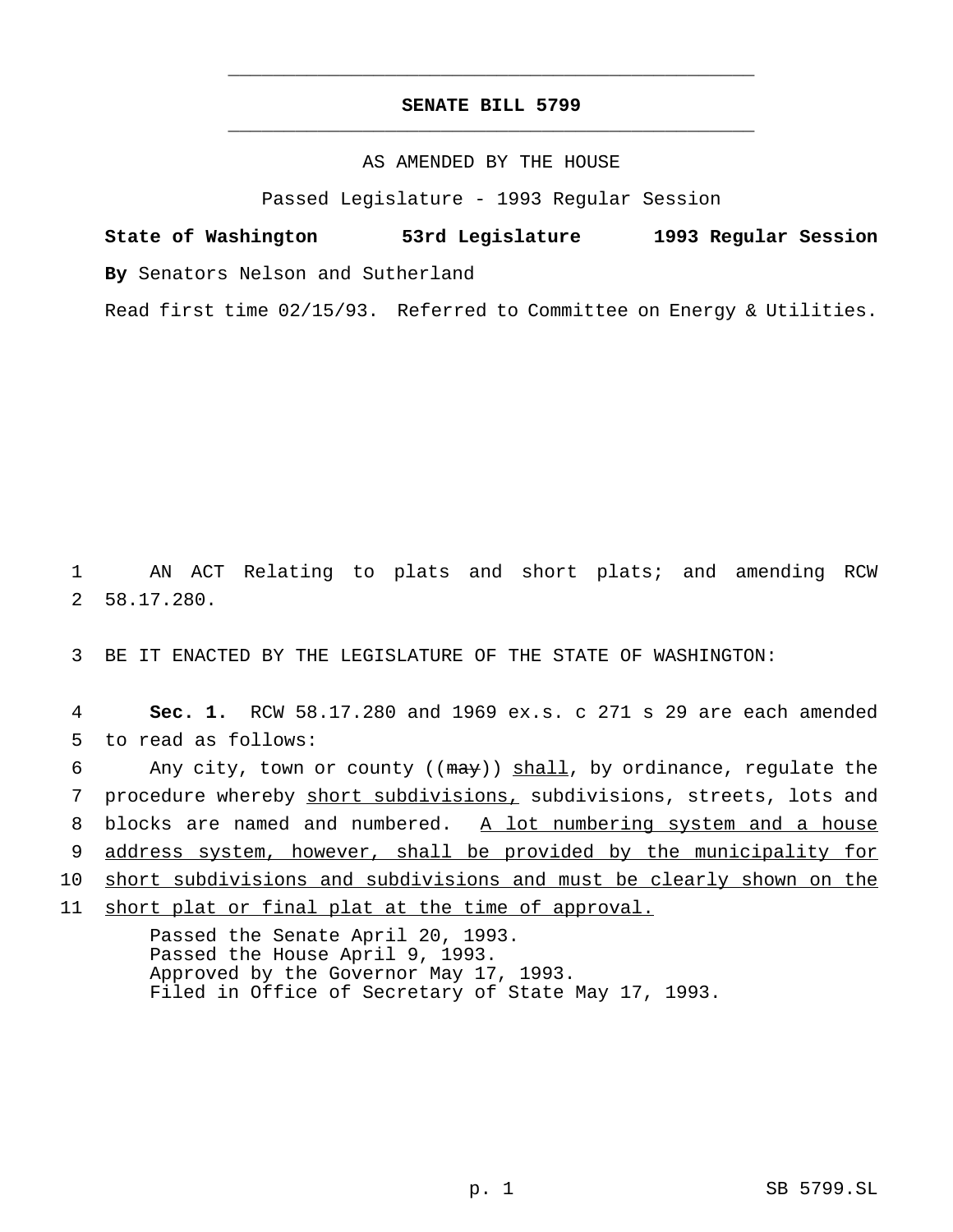# SENATE BILL 5799

AS AMENDED BY THE HOUSE

Passed Legislature - 1993 Regular Session

**State of Washington 53rd Legislature 1993 Regular Session**

**By** Senators Nelson and Sutherland

Read first time 02/15/93. Referred to Committee on Energy & Utilities.

AN ACT Relating to plats and short plats; and amending RCW 58.17.280.

BE IT ENACTED BY THE LEGISLATURE OF THE STATE OF WASHINGTON:

**Sec. 1.** RCW 58.17.280 and 1969 ex.s. c 271 s 29 are each amended to read as follows:

Any city, town or county ((~~may~~)) <u>shall</u>, by ordinance, regulate the procedure whereby <u>short subdivisions,</u> subdivisions, streets, lots and blocks are named and numbered. <u>A lot numbering system and a house address system, however, shall be provided by the municipality for short subdivisions and subdivisions and must be clearly shown on the short plat or final plat at the time of approval.</u>

Passed the Senate April 20, 1993.
Passed the House April 9, 1993.
Approved by the Governor May 17, 1993.
Filed in Office of Secretary of State May 17, 1993.